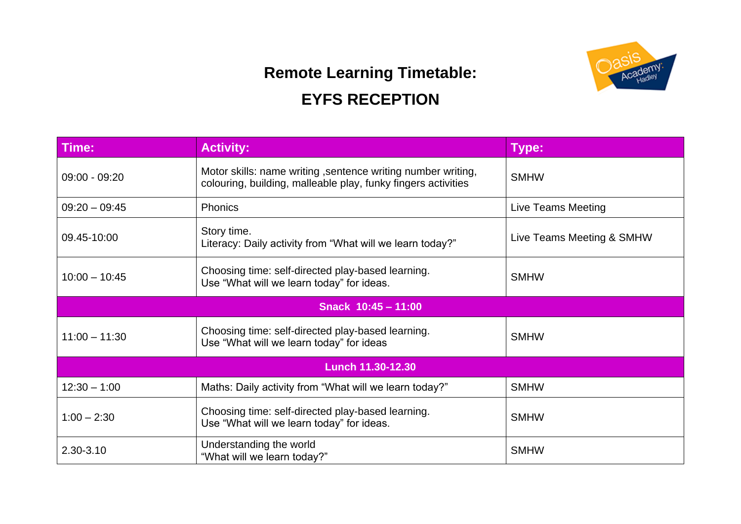# Remote Learning Timetable:

# EYFS RECEPTION

| Time: | Activity: | Type: |
| --- | --- | --- |
| 09:00 - 09:20 | Motor skills: name writing ,sentence writing number writing, colouring, building, malleable play, funky fingers activities | SMHW |
| 09:20 – 09:45 | Phonics | Live Teams Meeting |
| 09.45-10:00 | Story time.<br>Literacy: Daily activity from "What will we learn today?" | Live Teams Meeting & SMHW |
| 10:00 – 10:45 | Choosing time: self-directed play-based learning.<br>Use "What will we learn today" for ideas. | SMHW |
| **Snack 10:45 – 11:00** | | |
| 11:00 – 11:30 | Choosing time: self-directed play-based learning.<br>Use "What will we learn today" for ideas | SMHW |
| **Lunch 11.30-12.30** | | |
| 12:30 – 1:00 | Maths: Daily activity from "What will we learn today?" | SMHW |
| 1:00 – 2:30 | Choosing time: self-directed play-based learning.<br>Use "What will we learn today" for ideas. | SMHW |
| 2.30-3.10 | Understanding the world<br>"What will we learn today?" | SMHW |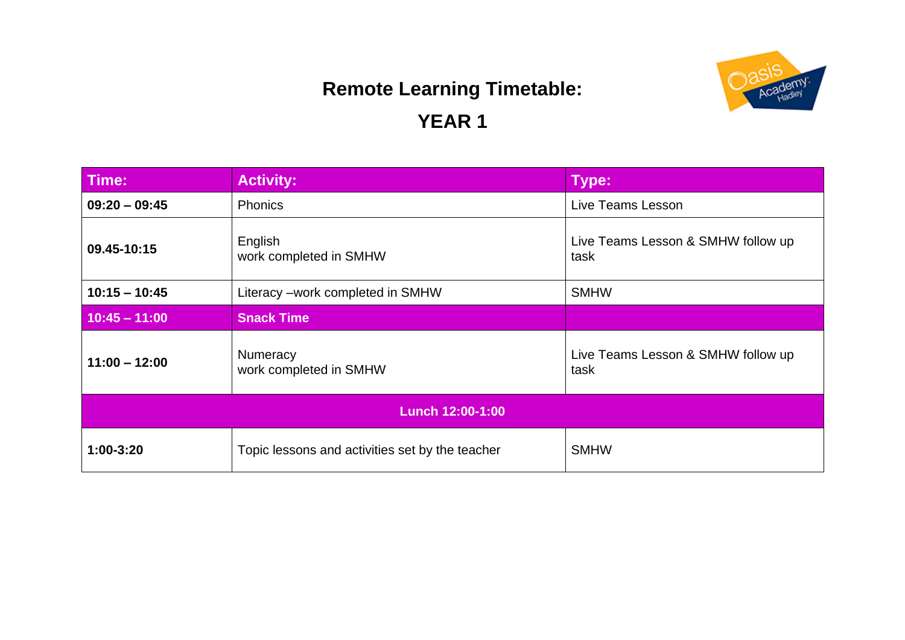# Remote Learning Timetable:

# YEAR 1

| Time: | Activity: | Type: |
|---|---|---|
| **09:20 – 09:45** | Phonics | Live Teams Lesson |
| **09.45-10:15** | English<br>work completed in SMHW | Live Teams Lesson & SMHW follow up task |
| **10:15 – 10:45** | Literacy –work completed in SMHW | SMHW |
| **10:45 – 11:00** | **Snack Time** | |
| **11:00 – 12:00** | Numeracy<br>work completed in SMHW | Live Teams Lesson & SMHW follow up task |
| **Lunch 12:00-1:00** | | |
| **1:00-3:20** | Topic lessons and activities set by the teacher | SMHW |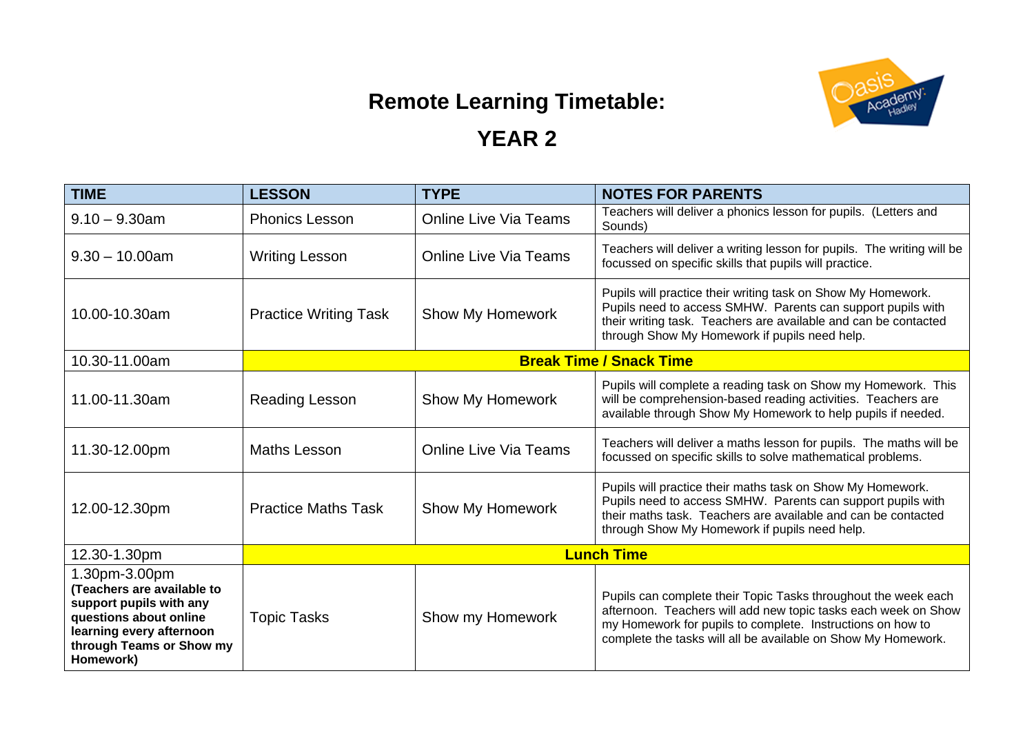# Remote Learning Timetable:

# YEAR 2

| TIME | LESSON | TYPE | NOTES FOR PARENTS |
|---|---|---|---|
| 9.10 – 9.30am | Phonics Lesson | Online Live Via Teams | Teachers will deliver a phonics lesson for pupils. (Letters and Sounds) |
| 9.30 – 10.00am | Writing Lesson | Online Live Via Teams | Teachers will deliver a writing lesson for pupils. The writing will be focussed on specific skills that pupils will practice. |
| 10.00-10.30am | Practice Writing Task | Show My Homework | Pupils will practice their writing task on Show My Homework. Pupils need to access SMHW. Parents can support pupils with their writing task. Teachers are available and can be contacted through Show My Homework if pupils need help. |
| 10.30-11.00am | **Break Time / Snack Time** | | |
| 11.00-11.30am | Reading Lesson | Show My Homework | Pupils will complete a reading task on Show my Homework. This will be comprehension-based reading activities. Teachers are available through Show My Homework to help pupils if needed. |
| 11.30-12.00pm | Maths Lesson | Online Live Via Teams | Teachers will deliver a maths lesson for pupils. The maths will be focussed on specific skills to solve mathematical problems. |
| 12.00-12.30pm | Practice Maths Task | Show My Homework | Pupils will practice their maths task on Show My Homework. Pupils need to access SMHW. Parents can support pupils with their maths task. Teachers are available and can be contacted through Show My Homework if pupils need help. |
| 12.30-1.30pm | **Lunch Time** | | |
| 1.30pm-3.00pm **(Teachers are available to support pupils with any questions about online learning every afternoon through Teams or Show my Homework)** | Topic Tasks | Show my Homework | Pupils can complete their Topic Tasks throughout the week each afternoon. Teachers will add new topic tasks each week on Show my Homework for pupils to complete. Instructions on how to complete the tasks will all be available on Show My Homework. |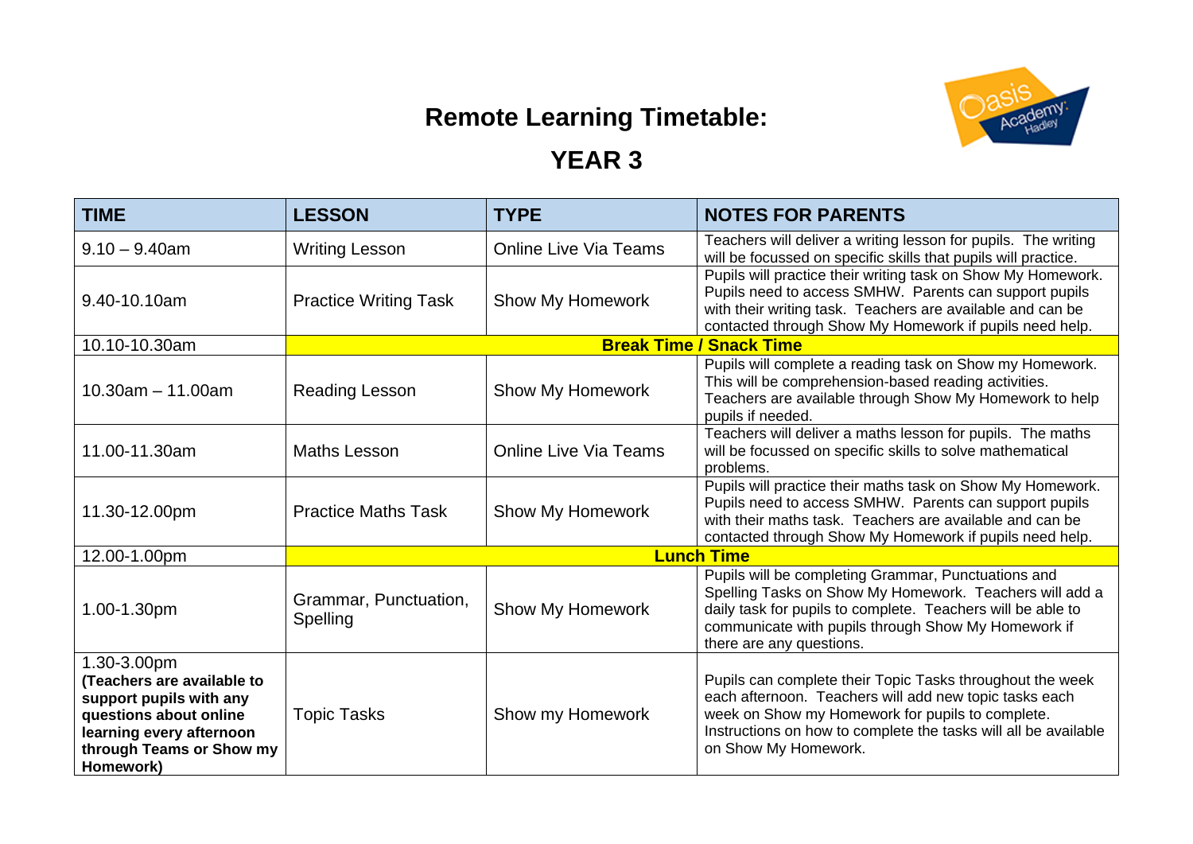# Remote Learning Timetable:

# YEAR 3

| TIME | LESSON | TYPE | NOTES FOR PARENTS |
| --- | --- | --- | --- |
| 9.10 – 9.40am | Writing Lesson | Online Live Via Teams | Teachers will deliver a writing lesson for pupils. The writing will be focussed on specific skills that pupils will practice. |
| 9.40-10.10am | Practice Writing Task | Show My Homework | Pupils will practice their writing task on Show My Homework. Pupils need to access SMHW. Parents can support pupils with their writing task. Teachers are available and can be contacted through Show My Homework if pupils need help. |
| 10.10-10.30am | **Break Time / Snack Time** | | |
| 10.30am – 11.00am | Reading Lesson | Show My Homework | Pupils will complete a reading task on Show my Homework. This will be comprehension-based reading activities. Teachers are available through Show My Homework to help pupils if needed. |
| 11.00-11.30am | Maths Lesson | Online Live Via Teams | Teachers will deliver a maths lesson for pupils. The maths will be focussed on specific skills to solve mathematical problems. |
| 11.30-12.00pm | Practice Maths Task | Show My Homework | Pupils will practice their maths task on Show My Homework. Pupils need to access SMHW. Parents can support pupils with their maths task. Teachers are available and can be contacted through Show My Homework if pupils need help. |
| 12.00-1.00pm | **Lunch Time** | | |
| 1.00-1.30pm | Grammar, Punctuation, Spelling | Show My Homework | Pupils will be completing Grammar, Punctuations and Spelling Tasks on Show My Homework. Teachers will add a daily task for pupils to complete. Teachers will be able to communicate with pupils through Show My Homework if there are any questions. |
| 1.30-3.00pm **(Teachers are available to support pupils with any questions about online learning every afternoon through Teams or Show my Homework)** | Topic Tasks | Show my Homework | Pupils can complete their Topic Tasks throughout the week each afternoon. Teachers will add new topic tasks each week on Show my Homework for pupils to complete. Instructions on how to complete the tasks will all be available on Show My Homework. |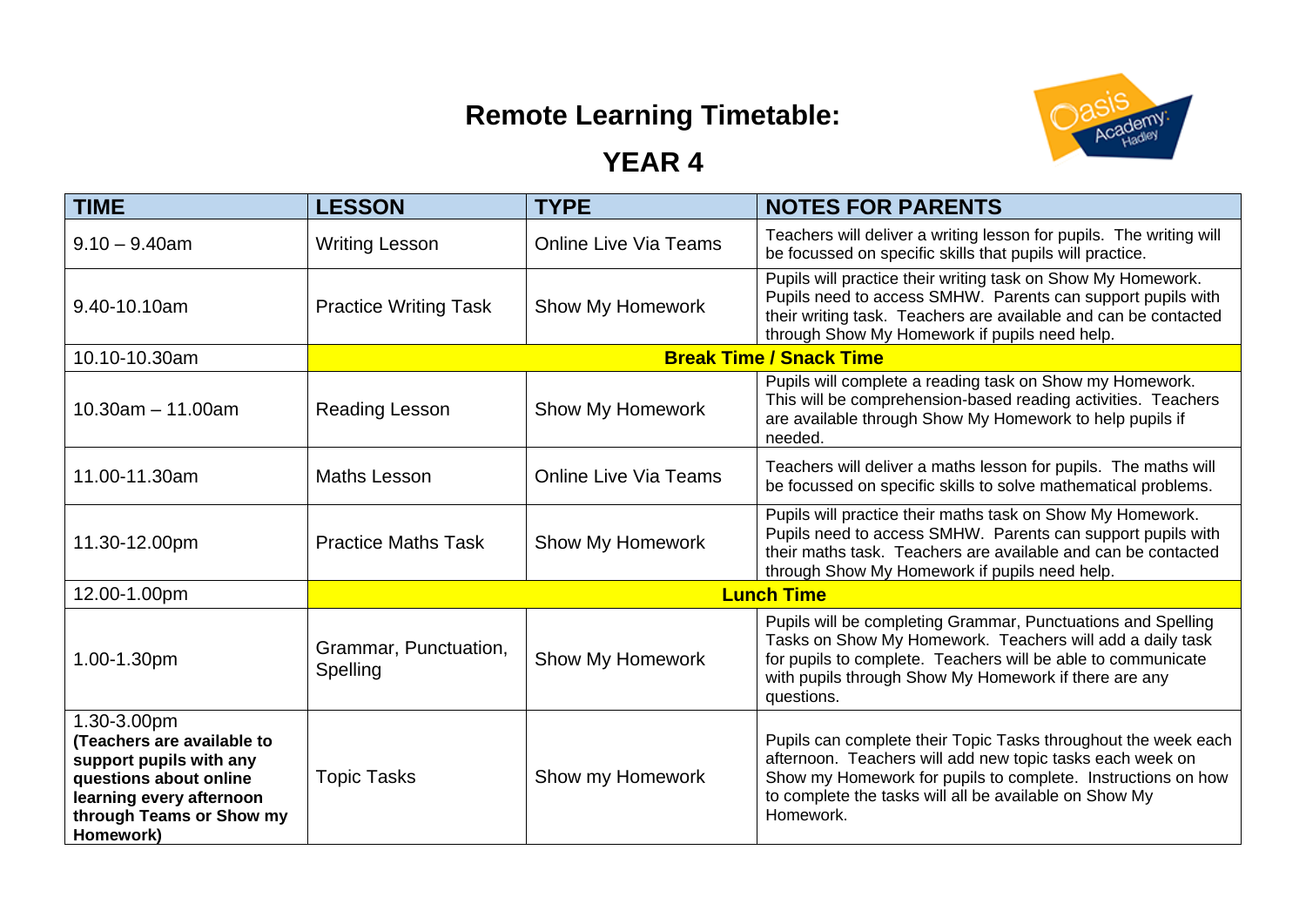# Remote Learning Timetable:

## YEAR 4

| TIME | LESSON | TYPE | NOTES FOR PARENTS |
|---|---|---|---|
| 9.10 – 9.40am | Writing Lesson | Online Live Via Teams | Teachers will deliver a writing lesson for pupils. The writing will be focussed on specific skills that pupils will practice. |
| 9.40-10.10am | Practice Writing Task | Show My Homework | Pupils will practice their writing task on Show My Homework. Pupils need to access SMHW. Parents can support pupils with their writing task. Teachers are available and can be contacted through Show My Homework if pupils need help. |
| 10.10-10.30am | **Break Time / Snack Time** | | |
| 10.30am – 11.00am | Reading Lesson | Show My Homework | Pupils will complete a reading task on Show my Homework. This will be comprehension-based reading activities. Teachers are available through Show My Homework to help pupils if needed. |
| 11.00-11.30am | Maths Lesson | Online Live Via Teams | Teachers will deliver a maths lesson for pupils. The maths will be focussed on specific skills to solve mathematical problems. |
| 11.30-12.00pm | Practice Maths Task | Show My Homework | Pupils will practice their maths task on Show My Homework. Pupils need to access SMHW. Parents can support pupils with their maths task. Teachers are available and can be contacted through Show My Homework if pupils need help. |
| 12.00-1.00pm | **Lunch Time** | | |
| 1.00-1.30pm | Grammar, Punctuation, Spelling | Show My Homework | Pupils will be completing Grammar, Punctuations and Spelling Tasks on Show My Homework. Teachers will add a daily task for pupils to complete. Teachers will be able to communicate with pupils through Show My Homework if there are any questions. |
| 1.30-3.00pm **(Teachers are available to support pupils with any questions about online learning every afternoon through Teams or Show my Homework)** | Topic Tasks | Show my Homework | Pupils can complete their Topic Tasks throughout the week each afternoon. Teachers will add new topic tasks each week on Show my Homework for pupils to complete. Instructions on how to complete the tasks will all be available on Show My Homework. |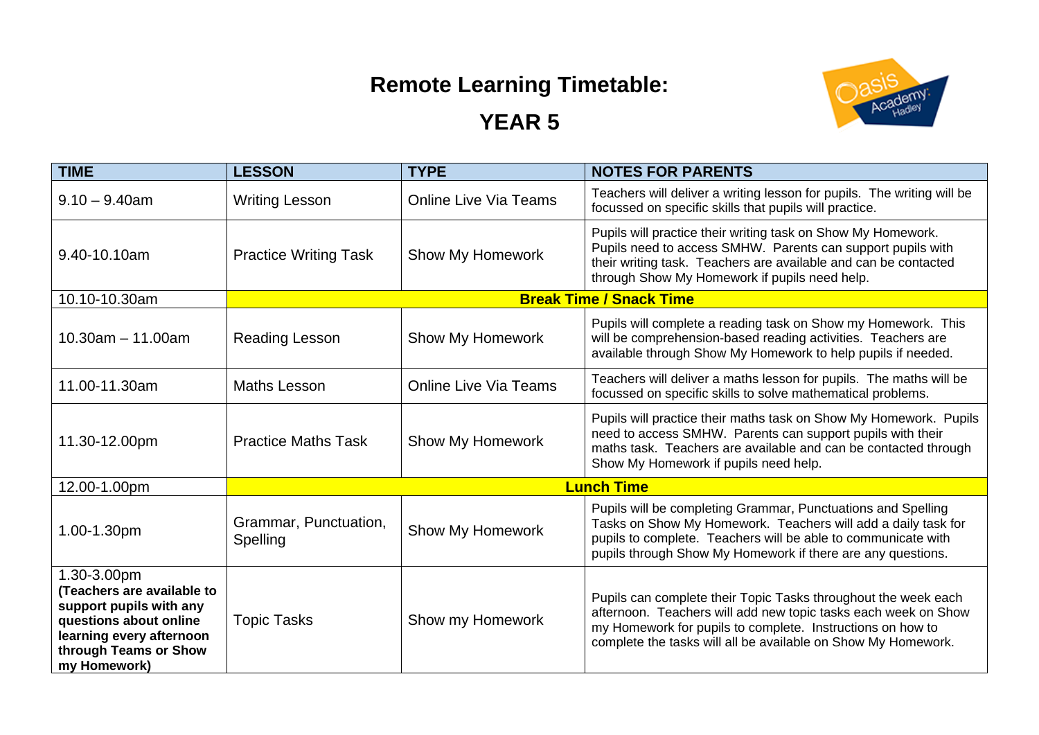# Remote Learning Timetable:

# YEAR 5

| TIME | LESSON | TYPE | NOTES FOR PARENTS |
|---|---|---|---|
| 9.10 – 9.40am | Writing Lesson | Online Live Via Teams | Teachers will deliver a writing lesson for pupils. The writing will be focussed on specific skills that pupils will practice. |
| 9.40-10.10am | Practice Writing Task | Show My Homework | Pupils will practice their writing task on Show My Homework. Pupils need to access SMHW. Parents can support pupils with their writing task. Teachers are available and can be contacted through Show My Homework if pupils need help. |
| 10.10-10.30am | **Break Time / Snack Time** | | |
| 10.30am – 11.00am | Reading Lesson | Show My Homework | Pupils will complete a reading task on Show my Homework. This will be comprehension-based reading activities. Teachers are available through Show My Homework to help pupils if needed. |
| 11.00-11.30am | Maths Lesson | Online Live Via Teams | Teachers will deliver a maths lesson for pupils. The maths will be focussed on specific skills to solve mathematical problems. |
| 11.30-12.00pm | Practice Maths Task | Show My Homework | Pupils will practice their maths task on Show My Homework. Pupils need to access SMHW. Parents can support pupils with their maths task. Teachers are available and can be contacted through Show My Homework if pupils need help. |
| 12.00-1.00pm | **Lunch Time** | | |
| 1.00-1.30pm | Grammar, Punctuation, Spelling | Show My Homework | Pupils will be completing Grammar, Punctuations and Spelling Tasks on Show My Homework. Teachers will add a daily task for pupils to complete. Teachers will be able to communicate with pupils through Show My Homework if there are any questions. |
| 1.30-3.00pm **(Teachers are available to support pupils with any questions about online learning every afternoon through Teams or Show my Homework)** | Topic Tasks | Show my Homework | Pupils can complete their Topic Tasks throughout the week each afternoon. Teachers will add new topic tasks each week on Show my Homework for pupils to complete. Instructions on how to complete the tasks will all be available on Show My Homework. |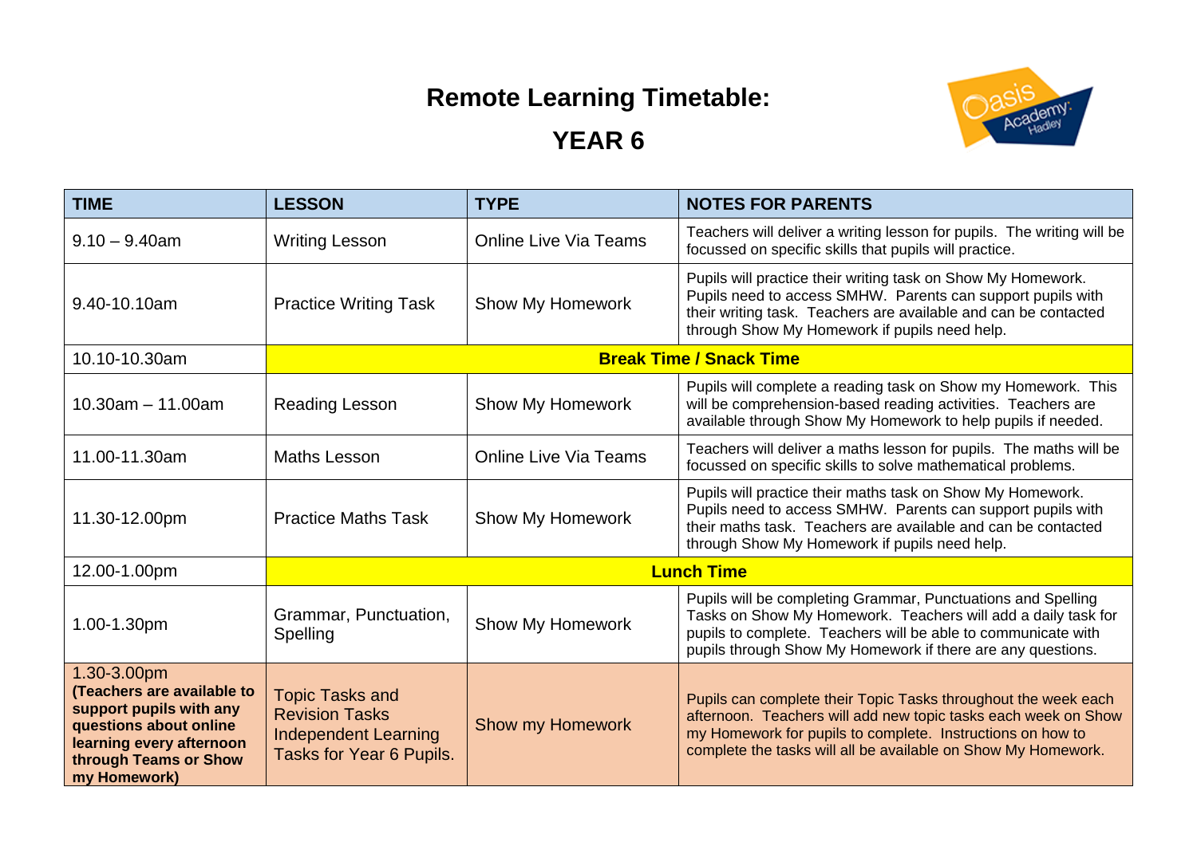# Remote Learning Timetable:

# YEAR 6

| TIME | LESSON | TYPE | NOTES FOR PARENTS |
|---|---|---|---|
| 9.10 – 9.40am | Writing Lesson | Online Live Via Teams | Teachers will deliver a writing lesson for pupils. The writing will be focussed on specific skills that pupils will practice. |
| 9.40-10.10am | Practice Writing Task | Show My Homework | Pupils will practice their writing task on Show My Homework. Pupils need to access SMHW. Parents can support pupils with their writing task. Teachers are available and can be contacted through Show My Homework if pupils need help. |
| 10.10-10.30am | **Break Time / Snack Time** | | |
| 10.30am – 11.00am | Reading Lesson | Show My Homework | Pupils will complete a reading task on Show my Homework. This will be comprehension-based reading activities. Teachers are available through Show My Homework to help pupils if needed. |
| 11.00-11.30am | Maths Lesson | Online Live Via Teams | Teachers will deliver a maths lesson for pupils. The maths will be focussed on specific skills to solve mathematical problems. |
| 11.30-12.00pm | Practice Maths Task | Show My Homework | Pupils will practice their maths task on Show My Homework. Pupils need to access SMHW. Parents can support pupils with their maths task. Teachers are available and can be contacted through Show My Homework if pupils need help. |
| 12.00-1.00pm | **Lunch Time** | | |
| 1.00-1.30pm | Grammar, Punctuation, Spelling | Show My Homework | Pupils will be completing Grammar, Punctuations and Spelling Tasks on Show My Homework. Teachers will add a daily task for pupils to complete. Teachers will be able to communicate with pupils through Show My Homework if there are any questions. |
| 1.30-3.00pm **(Teachers are available to support pupils with any questions about online learning every afternoon through Teams or Show my Homework)** | Topic Tasks and Revision Tasks Independent Learning Tasks for Year 6 Pupils. | Show my Homework | Pupils can complete their Topic Tasks throughout the week each afternoon. Teachers will add new topic tasks each week on Show my Homework for pupils to complete. Instructions on how to complete the tasks will all be available on Show My Homework. |